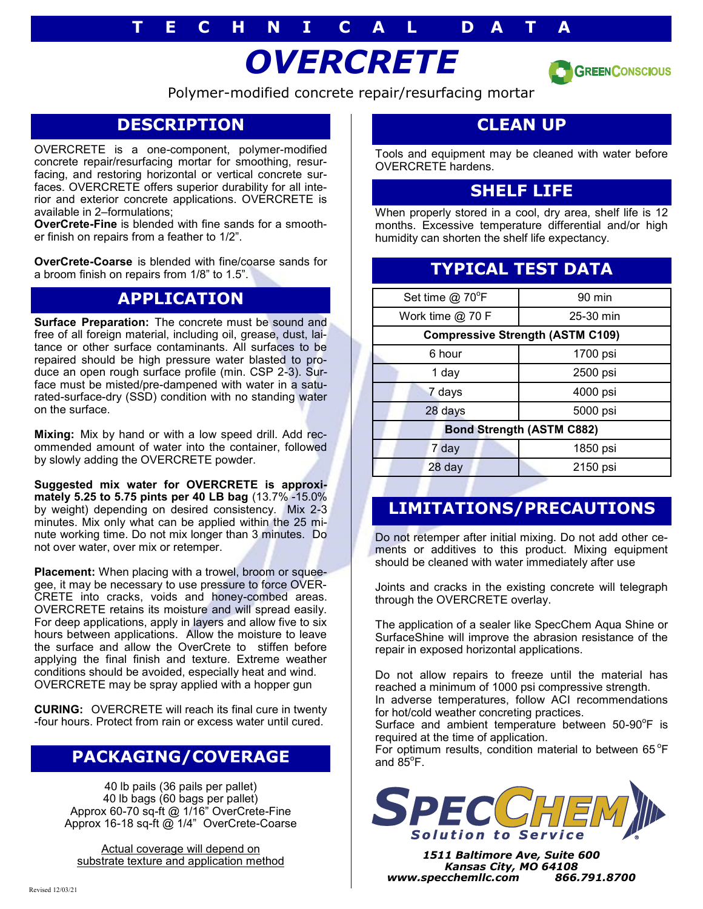# TECHNICAL DATA

# OVERCRETE

GreenConscious

Polymer-modified concrete repair/resurfacing mortar

## DESCRIPTION

OVERCRETE is a one-component, polymer-modified concrete repair/resurfacing mortar for smoothing, resurfacing, and restoring horizontal or vertical concrete surfaces. OVERCRETE offers superior durability for all interior and exterior concrete applications. OVERCRETE is available in 2–formulations;

**OverCrete-Fine** is blended with fine sands for a smoother finish on repairs from a feather to 1/2".

**OverCrete-Coarse** is blended with fine/coarse sands for a broom finish on repairs from 1/8" to 1.5".

## APPLICATION

**Surface Preparation:** The concrete must be sound and free of all foreign material, including oil, grease, dust, laitance or other surface contaminants. All surfaces to be repaired should be high pressure water blasted to produce an open rough surface profile (min. CSP 2-3). Surface must be misted/pre-dampened with water in a saturated-surface-dry (SSD) condition with no standing water on the surface.

**Mixing:** Mix by hand or with a low speed drill. Add recommended amount of water into the container, followed by slowly adding the OVERCRETE powder.

**Suggested mix water for OVERCRETE is approximately 5.25 to 5.75 pints per 40 LB bag** (13.7% -15.0% by weight) depending on desired consistency. Mix 2-3 minutes. Mix only what can be applied within the 25 minute working time. Do not mix longer than 3 minutes. Do not over water, over mix or retemper.

**Placement:** When placing with a trowel, broom or squeegee, it may be necessary to use pressure to force OVERCRETE into cracks, voids and honey-combed areas. OVERCRETE retains its moisture and will spread easily. For deep applications, apply in layers and allow five to six hours between applications. Allow the moisture to leave the surface and allow the OverCrete to stiffen before applying the final finish and texture. Extreme weather conditions should be avoided, especially heat and wind. OVERCRETE may be spray applied with a hopper gun

**CURING:** OVERCRETE will reach its final cure in twenty-four hours. Protect from rain or excess water until cured.

## PACKAGING/COVERAGE

40 lb pails (36 pails per pallet)
40 lb bags (60 bags per pallet)
Approx 60-70 sq-ft @ 1/16" OverCrete-Fine
Approx 16-18 sq-ft @ 1/4" OverCrete-Coarse

Actual coverage will depend on substrate texture and application method

## CLEAN UP

Tools and equipment may be cleaned with water before OVERCRETE hardens.

## SHELF LIFE

When properly stored in a cool, dry area, shelf life is 12 months. Excessive temperature differential and/or high humidity can shorten the shelf life expectancy.

## TYPICAL TEST DATA

| Set time @ 70°F | 90 min |
|---|---|
| Work time @ 70 F | 25-30 min |
| **Compressive Strength (ASTM C109)** | |
| 6 hour | 1700 psi |
| 1 day | 2500 psi |
| 7 days | 4000 psi |
| 28 days | 5000 psi |
| **Bond Strength (ASTM C882)** | |
| 7 day | 1850 psi |
| 28 day | 2150 psi |

## LIMITATIONS/PRECAUTIONS

Do not retemper after initial mixing. Do not add other cements or additives to this product. Mixing equipment should be cleaned with water immediately after use

Joints and cracks in the existing concrete will telegraph through the OVERCRETE overlay.

The application of a sealer like SpecChem Aqua Shine or SurfaceShine will improve the abrasion resistance of the repair in exposed horizontal applications.

Do not allow repairs to freeze until the material has reached a minimum of 1000 psi compressive strength.
In adverse temperatures, follow ACI recommendations for hot/cold weather concreting practices.
Surface and ambient temperature between 50-90°F is required at the time of application.
For optimum results, condition material to between 65°F and 85°F.

**SPECCHEM**
*Solution to Service*

***1511 Baltimore Ave, Suite 600***
***Kansas City, MO 64108***
***www.specchemllc.com 866.791.8700***

Revised 12/03/21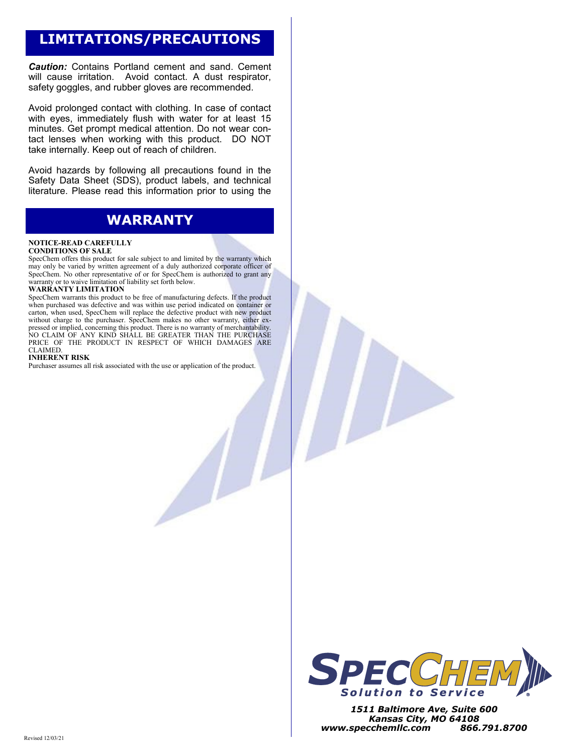## LIMITATIONS/PRECAUTIONS

***Caution:*** Contains Portland cement and sand. Cement will cause irritation. Avoid contact. A dust respirator, safety goggles, and rubber gloves are recommended.

Avoid prolonged contact with clothing. In case of contact with eyes, immediately flush with water for at least 15 minutes. Get prompt medical attention. Do not wear contact lenses when working with this product. DO NOT take internally. Keep out of reach of children.

Avoid hazards by following all precautions found in the Safety Data Sheet (SDS), product labels, and technical literature. Please read this information prior to using the

## WARRANTY

**NOTICE-READ CAREFULLY**
**CONDITIONS OF SALE**

SpecChem offers this product for sale subject to and limited by the warranty which may only be varied by written agreement of a duly authorized corporate officer of SpecChem. No other representative of or for SpecChem is authorized to grant any warranty or to waive limitation of liability set forth below.

**WARRANTY LIMITATION**

SpecChem warrants this product to be free of manufacturing defects. If the product when purchased was defective and was within use period indicated on container or carton, when used, SpecChem will replace the defective product with new product without charge to the purchaser. SpecChem makes no other warranty, either expressed or implied, concerning this product. There is no warranty of merchantability. NO CLAIM OF ANY KIND SHALL BE GREATER THAN THE PURCHASE PRICE OF THE PRODUCT IN RESPECT OF WHICH DAMAGES ARE CLAIMED.

**INHERENT RISK**

Purchaser assumes all risk associated with the use or application of the product.

SPECCHEM
*Solution to Service*

***1511 Baltimore Ave, Suite 600***
***Kansas City, MO 64108***
***www.specchemllc.com 866.791.8700***

Revised 12/03/21